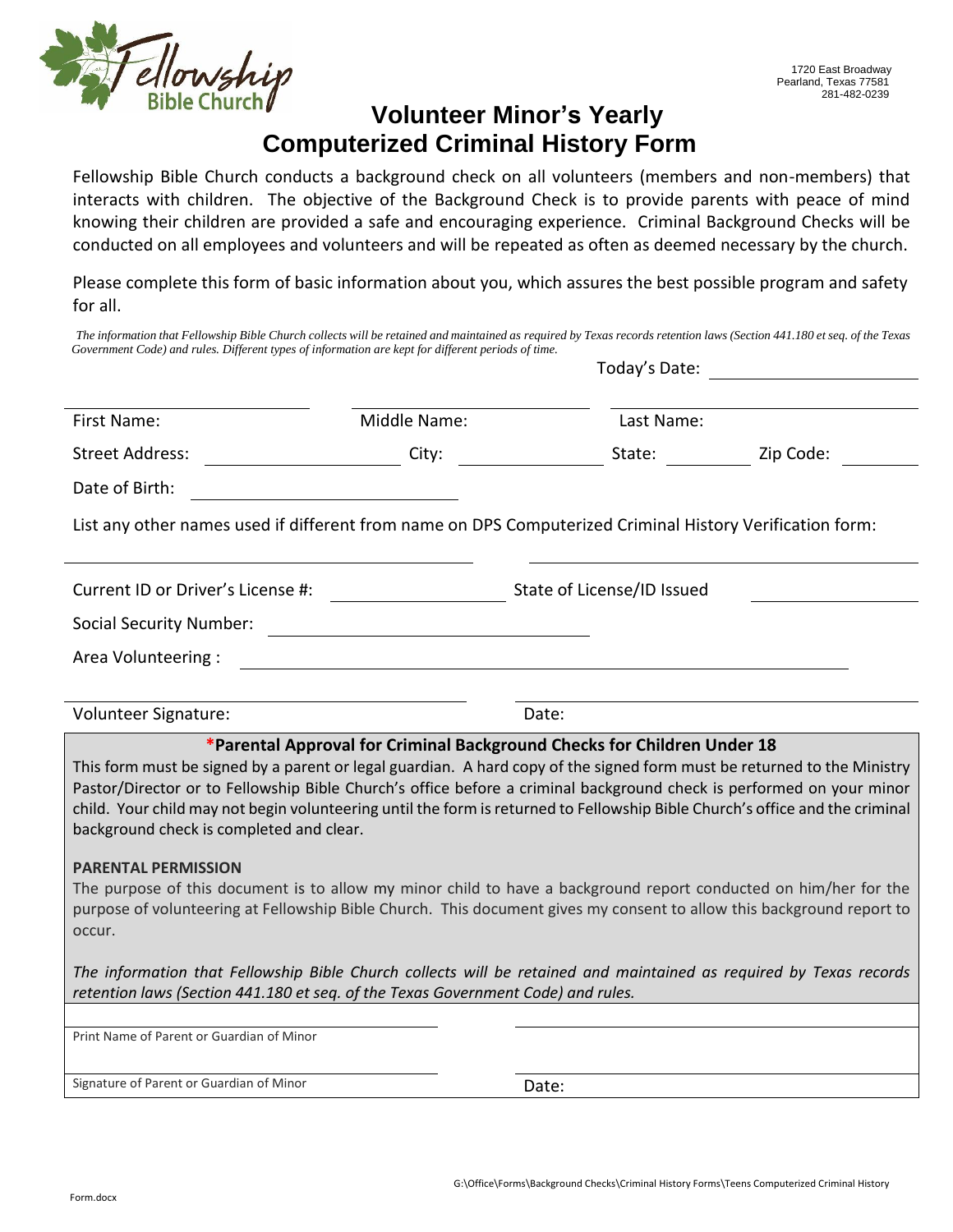1720 East Broadway
Pearland, Texas 77581
281-482-0239

# Volunteer Minor's Yearly Computerized Criminal History Form

Fellowship Bible Church conducts a background check on all volunteers (members and non-members) that interacts with children. The objective of the Background Check is to provide parents with peace of mind knowing their children are provided a safe and encouraging experience. Criminal Background Checks will be conducted on all employees and volunteers and will be repeated as often as deemed necessary by the church.

Please complete this form of basic information about you, which assures the best possible program and safety for all.

*The information that Fellowship Bible Church collects will be retained and maintained as required by Texas records retention laws (Section 441.180 et seq. of the Texas Government Code) and rules. Different types of information are kept for different periods of time.*

Today's Date: ____________________

First Name: ____________________ Middle Name: ____________________ Last Name: ____________________

Street Address: ____________________ City: ____________________ State: __________ Zip Code: __________

Date of Birth: ____________________

List any other names used if different from name on DPS Computerized Criminal History Verification form:

____________________ ____________________

Current ID or Driver's License #: ____________________ State of License/ID Issued ____________________

Social Security Number: ____________________

Area Volunteering : ____________________

Volunteer Signature: ____________________ Date: ____________________

**\*Parental Approval for Criminal Background Checks for Children Under 18**

This form must be signed by a parent or legal guardian. A hard copy of the signed form must be returned to the Ministry Pastor/Director or to Fellowship Bible Church's office before a criminal background check is performed on your minor child. Your child may not begin volunteering until the form is returned to Fellowship Bible Church's office and the criminal background check is completed and clear.

**PARENTAL PERMISSION**

The purpose of this document is to allow my minor child to have a background report conducted on him/her for the purpose of volunteering at Fellowship Bible Church. This document gives my consent to allow this background report to occur.

*The information that Fellowship Bible Church collects will be retained and maintained as required by Texas records retention laws (Section 441.180 et seq. of the Texas Government Code) and rules.*

____________________
Print Name of Parent or Guardian of Minor

____________________
Signature of Parent or Guardian of Minor

Date: ____________________

G:\Office\Forms\Background Checks\Criminal History Forms\Teens Computerized Criminal History Form.docx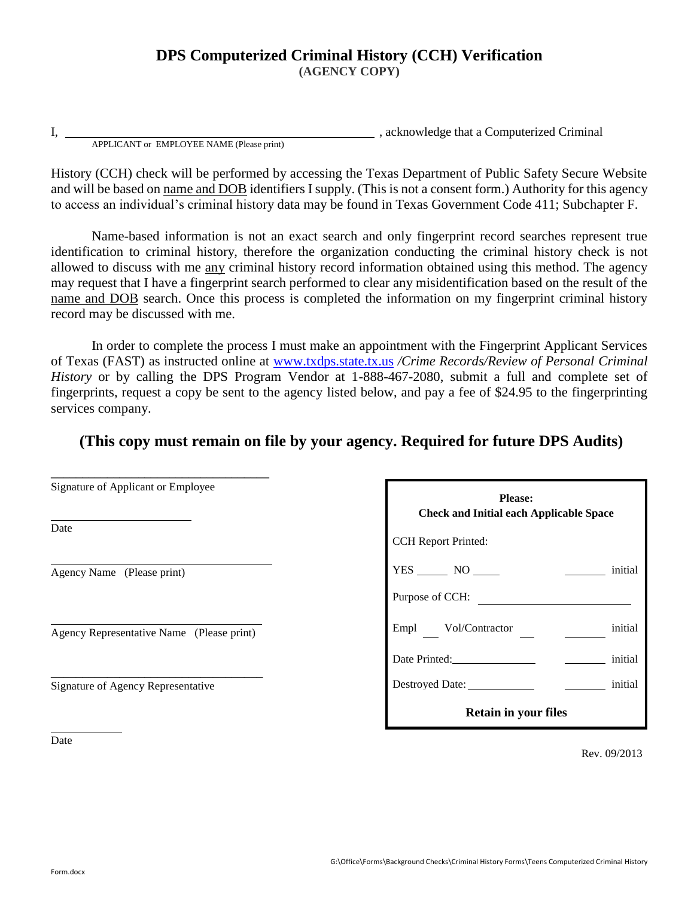# DPS Computerized Criminal History (CCH) Verification

**(AGENCY COPY)**

I, \_\_\_\_\_\_\_\_\_\_\_\_\_\_\_\_\_\_\_\_\_\_\_\_\_\_\_\_\_\_\_\_\_\_\_\_\_\_\_\_\_\_\_\_ , acknowledge that a Computerized Criminal
APPLICANT or EMPLOYEE NAME (Please print)

History (CCH) check will be performed by accessing the Texas Department of Public Safety Secure Website and will be based on name and DOB identifiers I supply. (This is not a consent form.) Authority for this agency to access an individual's criminal history data may be found in Texas Government Code 411; Subchapter F.

Name-based information is not an exact search and only fingerprint record searches represent true identification to criminal history, therefore the organization conducting the criminal history check is not allowed to discuss with me any criminal history record information obtained using this method. The agency may request that I have a fingerprint search performed to clear any misidentification based on the result of the name and DOB search. Once this process is completed the information on my fingerprint criminal history record may be discussed with me.

In order to complete the process I must make an appointment with the Fingerprint Applicant Services of Texas (FAST) as instructed online at www.txdps.state.tx.us */Crime Records/Review of Personal Criminal History* or by calling the DPS Program Vendor at 1-888-467-2080, submit a full and complete set of fingerprints, request a copy be sent to the agency listed below, and pay a fee of $24.95 to the fingerprinting services company.

## (This copy must remain on file by your agency. Required for future DPS Audits)

\_\_\_\_\_\_\_\_\_\_\_\_\_\_\_\_\_\_\_\_\_\_\_\_\_\_\_\_\_\_
Signature of Applicant or Employee

\_\_\_\_\_\_\_\_\_\_\_\_\_\_\_\_\_\_\_\_
Date

\_\_\_\_\_\_\_\_\_\_\_\_\_\_\_\_\_\_\_\_\_\_\_\_\_\_\_\_\_\_
Agency Name (Please print)

\_\_\_\_\_\_\_\_\_\_\_\_\_\_\_\_\_\_\_\_\_\_\_\_\_\_\_\_\_\_
Agency Representative Name (Please print)

\_\_\_\_\_\_\_\_\_\_\_\_\_\_\_\_\_\_\_\_\_\_\_\_\_\_\_\_\_\_
Signature of Agency Representative

\_\_\_\_\_\_\_\_\_\_
Date

**Please:**
**Check and Initial each Applicable Space**

CCH Report Printed:

YES \_\_\_\_\_ NO \_\_\_\_ \_\_\_\_\_\_ initial

Purpose of CCH: \_\_\_\_\_\_\_\_\_\_\_\_\_\_\_\_\_\_\_\_\_\_

Empl \_\_ Vol/Contractor \_\_ \_\_\_\_\_\_ initial

Date Printed: \_\_\_\_\_\_\_\_\_\_\_\_\_ \_\_\_\_\_\_ initial

Destroyed Date: \_\_\_\_\_\_\_\_\_\_\_ \_\_\_\_\_\_ initial

**Retain in your files**

Rev. 09/2013

G:\Office\Forms\Background Checks\Criminal History Forms\Teens Computerized Criminal History Form.docx